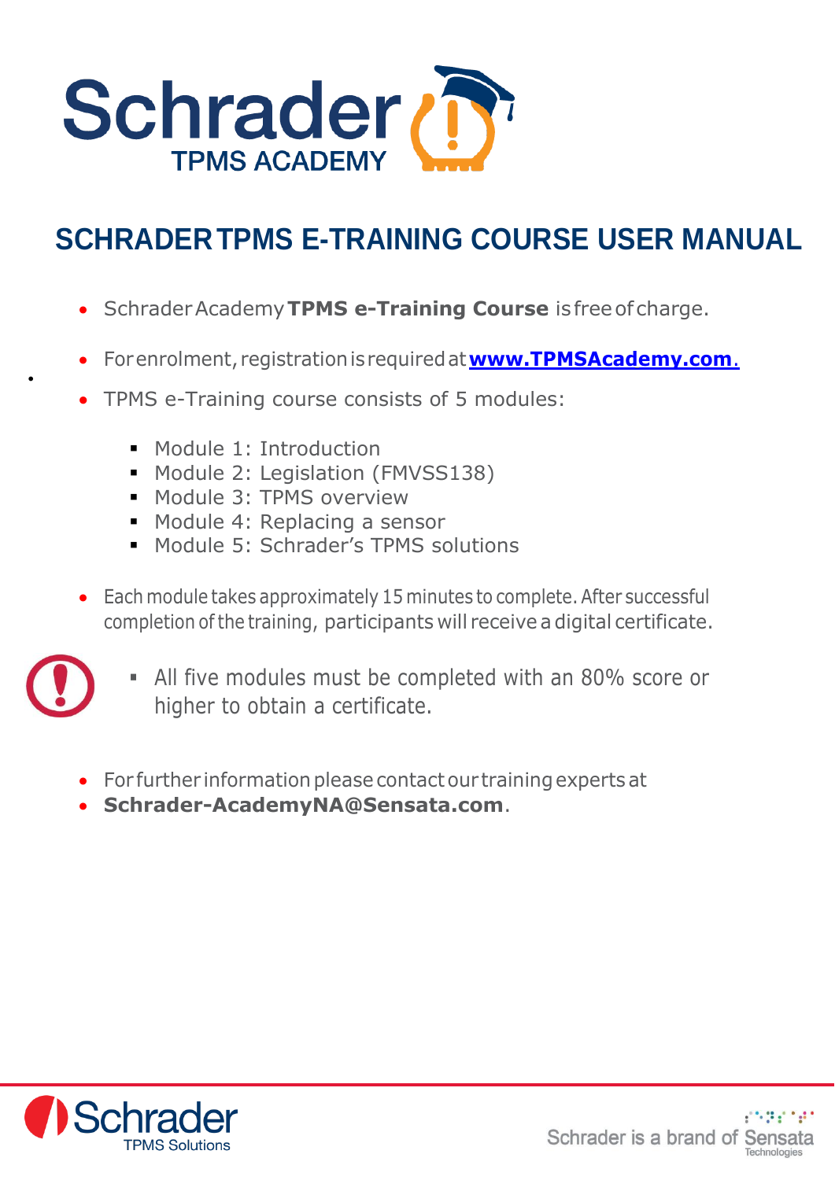# SCHRADER TPMS E-TRAINING COURSE USER MANUAL

- Schrader Academy **TPMS e-Training Course** is free of charge.
- For enrolment, registration is required at **[www.TPMSAcademy.com](http://www.TPMSAcademy.com)**.
- TPMS e-Training course consists of 5 modules:
  - Module 1: Introduction
  - Module 2: Legislation (FMVSS138)
  - Module 3: TPMS overview
  - Module 4: Replacing a sensor
  - Module 5: Schrader's TPMS solutions
- Each module takes approximately 15 minutes to complete. After successful completion of the training, participants will receive a digital certificate.
  - All five modules must be completed with an 80% score or higher to obtain a certificate.
- For further information please contact our training experts at
- **Schrader-AcademyNA@Sensata.com**.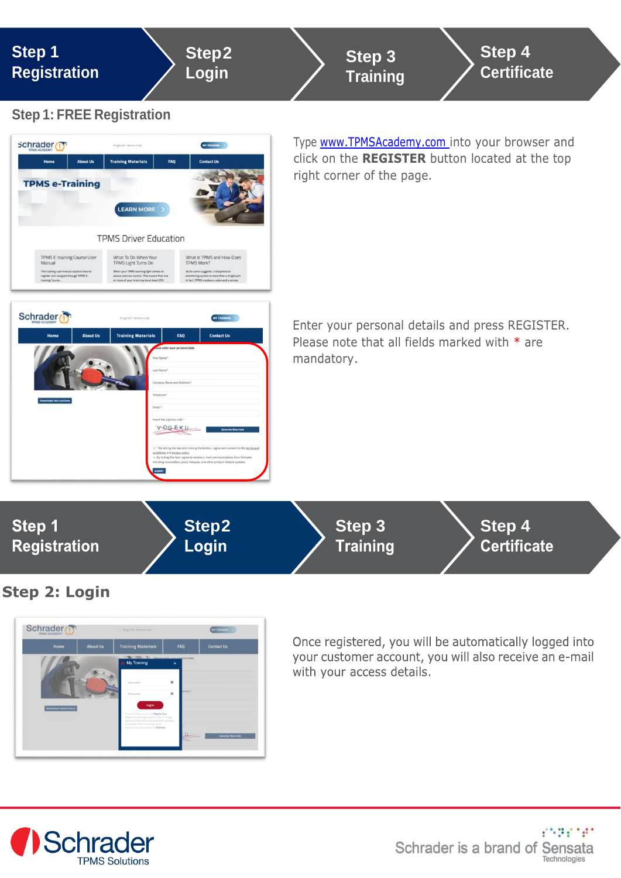Step 1 Registration | Step2 Login | Step 3 Training | Step 4 Certificate

## Step 1: FREE Registration

Type [www.TPMSAcademy.com](http://www.TPMSAcademy.com) into your browser and click on the **REGISTER** button located at the top right corner of the page.

Enter your personal details and press REGISTER. Please note that all fields marked with * are mandatory.

Step 1 Registration | Step2 Login | Step 3 Training | Step 4 Certificate

## Step 2: Login

Once registered, you will be automatically logged into your customer account, you will also receive an e-mail with your access details.

Schrader TPMS Solutions

Schrader is a brand of Sensata Technologies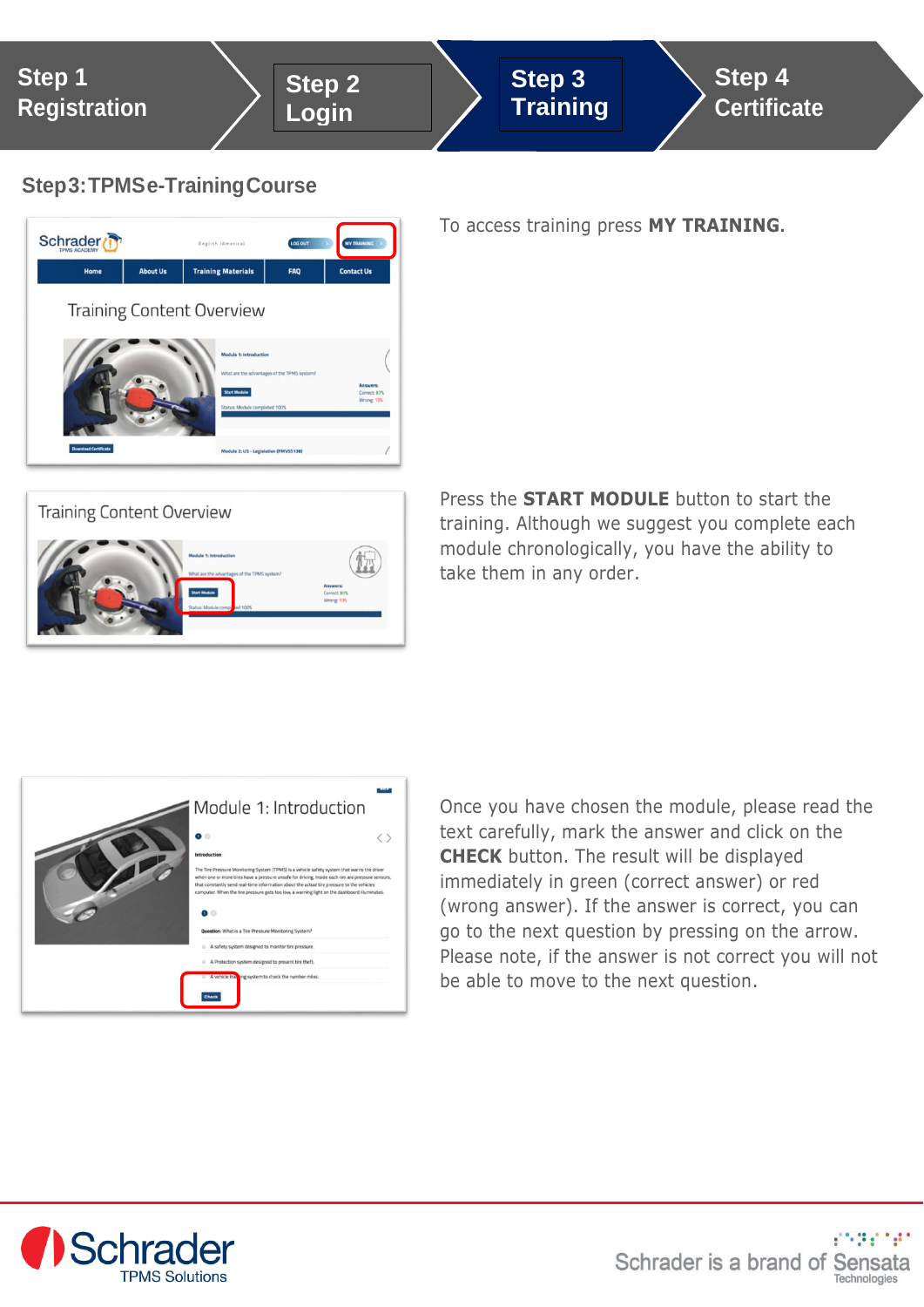Step 1 Registration | Step 2 Login | Step 3 Training | Step 4 Certificate

## Step 3: TPMS e-Training Course

To access training press **MY TRAINING**.

Press the **START MODULE** button to start the training. Although we suggest you complete each module chronologically, you have the ability to take them in any order.

Once you have chosen the module, please read the text carefully, mark the answer and click on the **CHECK** button. The result will be displayed immediately in green (correct answer) or red (wrong answer). If the answer is correct, you can go to the next question by pressing on the arrow. Please note, if the answer is not correct you will not be able to move to the next question.

Schrader TPMS Solutions

Schrader is a brand of Sensata Technologies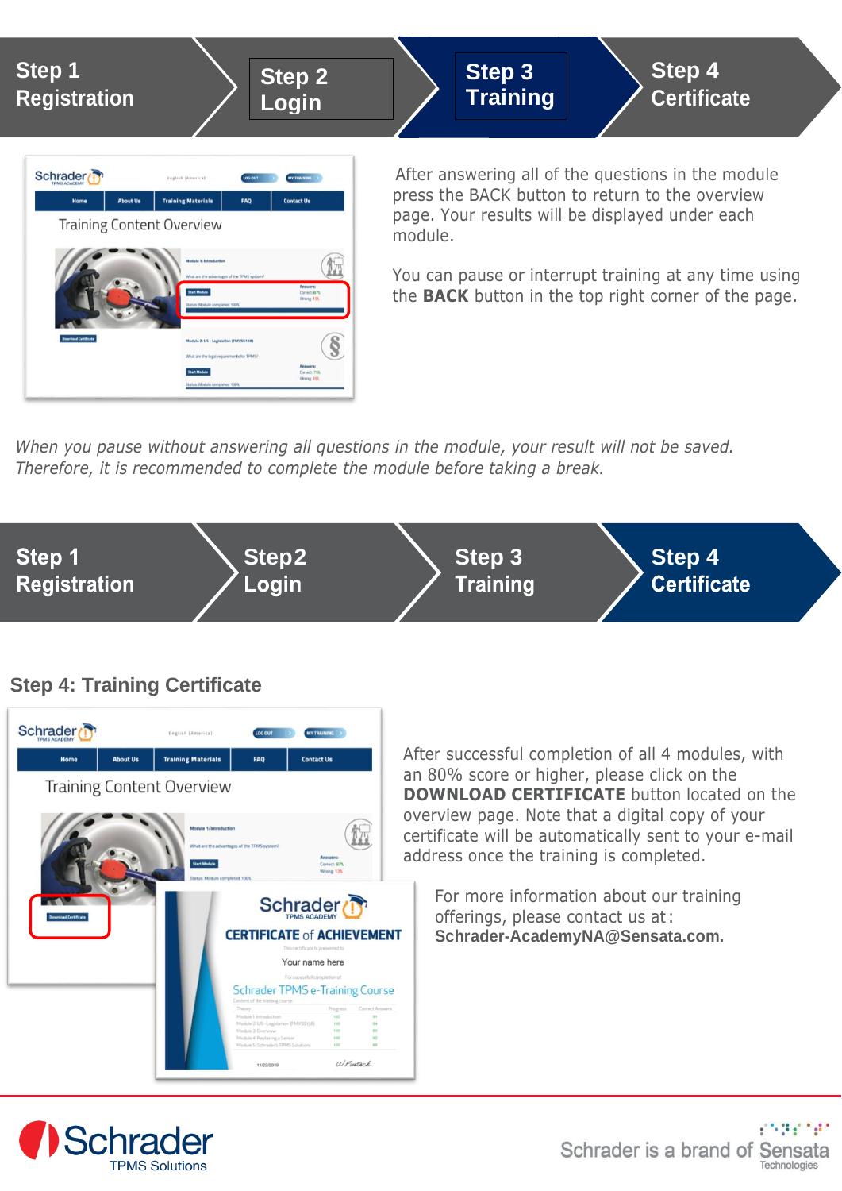Step 1 Registration | Step 2 Login | **Step 3 Training** | Step 4 Certificate

After answering all of the questions in the module press the BACK button to return to the overview page. Your results will be displayed under each module.

You can pause or interrupt training at any time using the **BACK** button in the top right corner of the page.

*When you pause without answering all questions in the module, your result will not be saved. Therefore, it is recommended to complete the module before taking a break.*

Step 1 Registration | Step2 Login | Step 3 Training | **Step 4 Certificate**

## Step 4: Training Certificate

After successful completion of all 4 modules, with an 80% score or higher, please click on the **DOWNLOAD CERTIFICATE** button located on the overview page. Note that a digital copy of your certificate will be automatically sent to your e-mail address once the training is completed.

For more information about our training offerings, please contact us at: **Schrader-AcademyNA@Sensata.com.**

Schrader TPMS Solutions

Schrader is a brand of Sensata Technologies